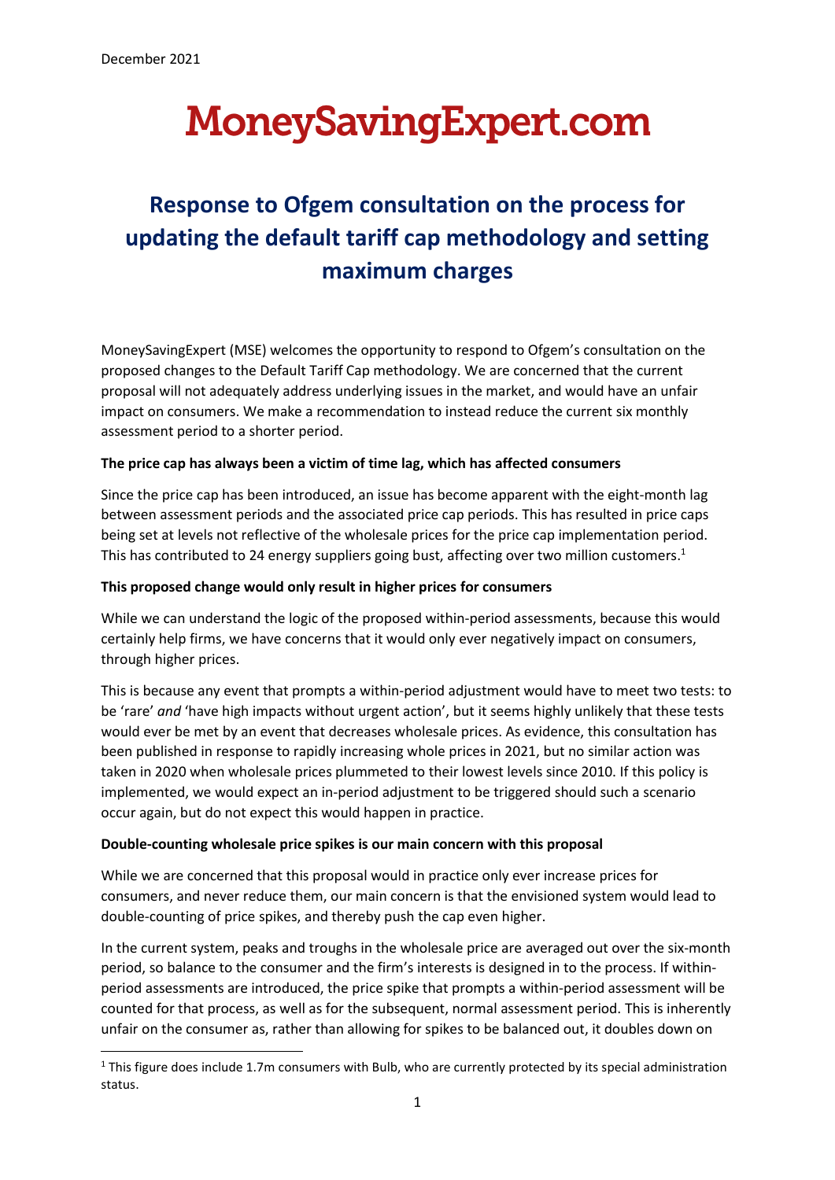December 2021

# MoneySavingExpert.com

## Response to Ofgem consultation on the process for updating the default tariff cap methodology and setting maximum charges

MoneySavingExpert (MSE) welcomes the opportunity to respond to Ofgem's consultation on the proposed changes to the Default Tariff Cap methodology. We are concerned that the current proposal will not adequately address underlying issues in the market, and would have an unfair impact on consumers. We make a recommendation to instead reduce the current six monthly assessment period to a shorter period.

**The price cap has always been a victim of time lag, which has affected consumers**

Since the price cap has been introduced, an issue has become apparent with the eight-month lag between assessment periods and the associated price cap periods. This has resulted in price caps being set at levels not reflective of the wholesale prices for the price cap implementation period. This has contributed to 24 energy suppliers going bust, affecting over two million customers.[1]

**This proposed change would only result in higher prices for consumers**

While we can understand the logic of the proposed within-period assessments, because this would certainly help firms, we have concerns that it would only ever negatively impact on consumers, through higher prices.

This is because any event that prompts a within-period adjustment would have to meet two tests: to be 'rare' *and* 'have high impacts without urgent action', but it seems highly unlikely that these tests would ever be met by an event that decreases wholesale prices. As evidence, this consultation has been published in response to rapidly increasing whole prices in 2021, but no similar action was taken in 2020 when wholesale prices plummeted to their lowest levels since 2010. If this policy is implemented, we would expect an in-period adjustment to be triggered should such a scenario occur again, but do not expect this would happen in practice.

**Double-counting wholesale price spikes is our main concern with this proposal**

While we are concerned that this proposal would in practice only ever increase prices for consumers, and never reduce them, our main concern is that the envisioned system would lead to double-counting of price spikes, and thereby push the cap even higher.

In the current system, peaks and troughs in the wholesale price are averaged out over the six-month period, so balance to the consumer and the firm's interests is designed in to the process. If within-period assessments are introduced, the price spike that prompts a within-period assessment will be counted for that process, as well as for the subsequent, normal assessment period. This is inherently unfair on the consumer as, rather than allowing for spikes to be balanced out, it doubles down on

[1] This figure does include 1.7m consumers with Bulb, who are currently protected by its special administration status.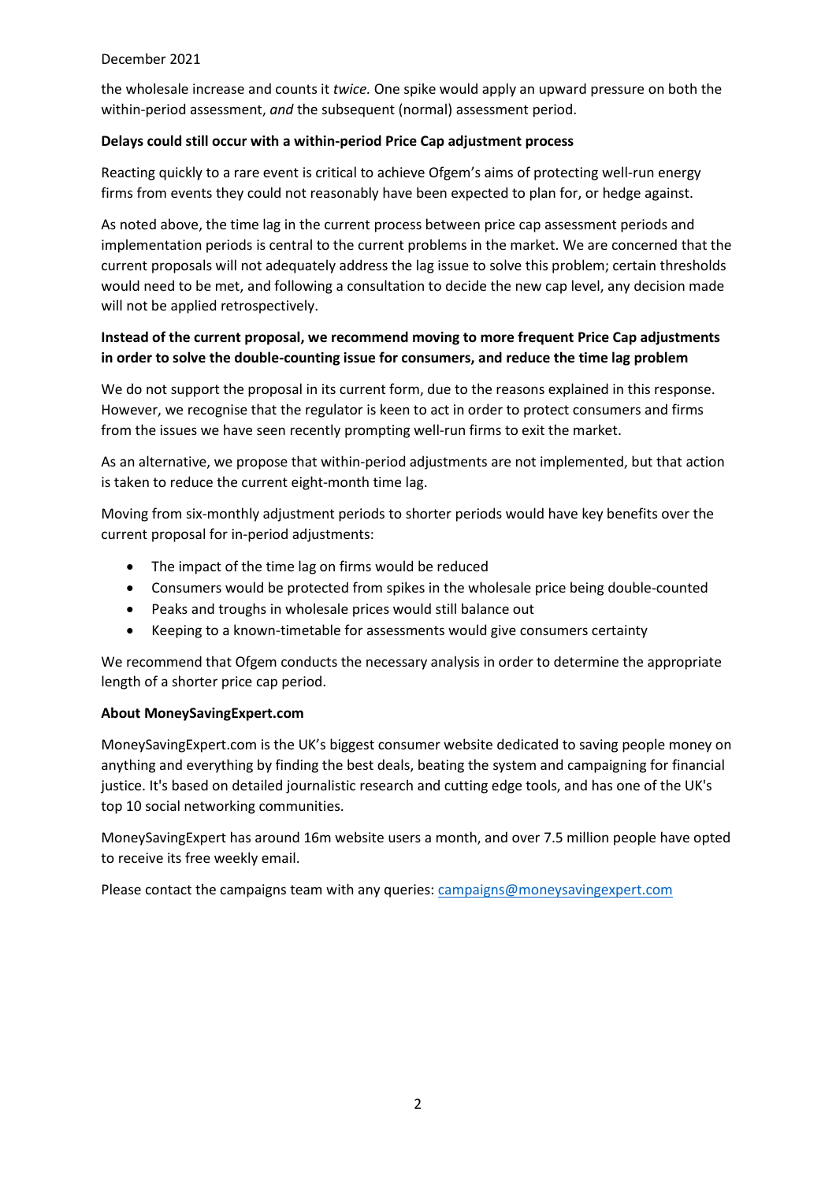the wholesale increase and counts it *twice.* One spike would apply an upward pressure on both the within-period assessment, *and* the subsequent (normal) assessment period.

**Delays could still occur with a within-period Price Cap adjustment process**

Reacting quickly to a rare event is critical to achieve Ofgem's aims of protecting well-run energy firms from events they could not reasonably have been expected to plan for, or hedge against.

As noted above, the time lag in the current process between price cap assessment periods and implementation periods is central to the current problems in the market. We are concerned that the current proposals will not adequately address the lag issue to solve this problem; certain thresholds would need to be met, and following a consultation to decide the new cap level, any decision made will not be applied retrospectively.

**Instead of the current proposal, we recommend moving to more frequent Price Cap adjustments in order to solve the double-counting issue for consumers, and reduce the time lag problem**

We do not support the proposal in its current form, due to the reasons explained in this response. However, we recognise that the regulator is keen to act in order to protect consumers and firms from the issues we have seen recently prompting well-run firms to exit the market.

As an alternative, we propose that within-period adjustments are not implemented, but that action is taken to reduce the current eight-month time lag.

Moving from six-monthly adjustment periods to shorter periods would have key benefits over the current proposal for in-period adjustments:

- The impact of the time lag on firms would be reduced
- Consumers would be protected from spikes in the wholesale price being double-counted
- Peaks and troughs in wholesale prices would still balance out
- Keeping to a known-timetable for assessments would give consumers certainty

We recommend that Ofgem conducts the necessary analysis in order to determine the appropriate length of a shorter price cap period.

**About MoneySavingExpert.com**

MoneySavingExpert.com is the UK's biggest consumer website dedicated to saving people money on anything and everything by finding the best deals, beating the system and campaigning for financial justice. It's based on detailed journalistic research and cutting edge tools, and has one of the UK's top 10 social networking communities.

MoneySavingExpert has around 16m website users a month, and over 7.5 million people have opted to receive its free weekly email.

Please contact the campaigns team with any queries: campaigns@moneysavingexpert.com